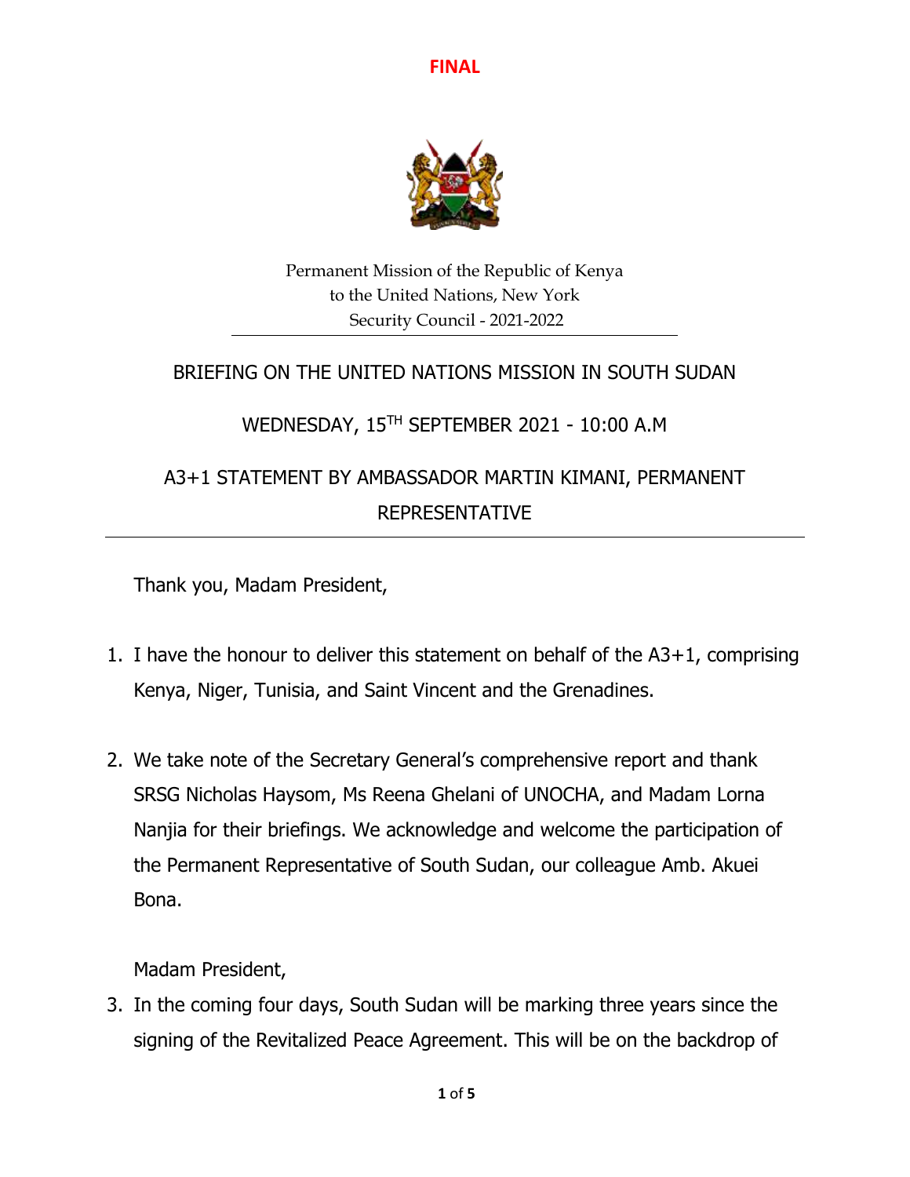**FINAL**

Permanent Mission of the Republic of Kenya
to the United Nations, New York
Security Council - 2021-2022

## BRIEFING ON THE UNITED NATIONS MISSION IN SOUTH SUDAN

## WEDNESDAY, 15TH SEPTEMBER 2021 - 10:00 A.M

## A3+1 STATEMENT BY AMBASSADOR MARTIN KIMANI, PERMANENT REPRESENTATIVE

Thank you, Madam President,

1. I have the honour to deliver this statement on behalf of the A3+1, comprising Kenya, Niger, Tunisia, and Saint Vincent and the Grenadines.

2. We take note of the Secretary General's comprehensive report and thank SRSG Nicholas Haysom, Ms Reena Ghelani of UNOCHA, and Madam Lorna Nanjia for their briefings. We acknowledge and welcome the participation of the Permanent Representative of South Sudan, our colleague Amb. Akuei Bona.

Madam President,

3. In the coming four days, South Sudan will be marking three years since the signing of the Revitalized Peace Agreement. This will be on the backdrop of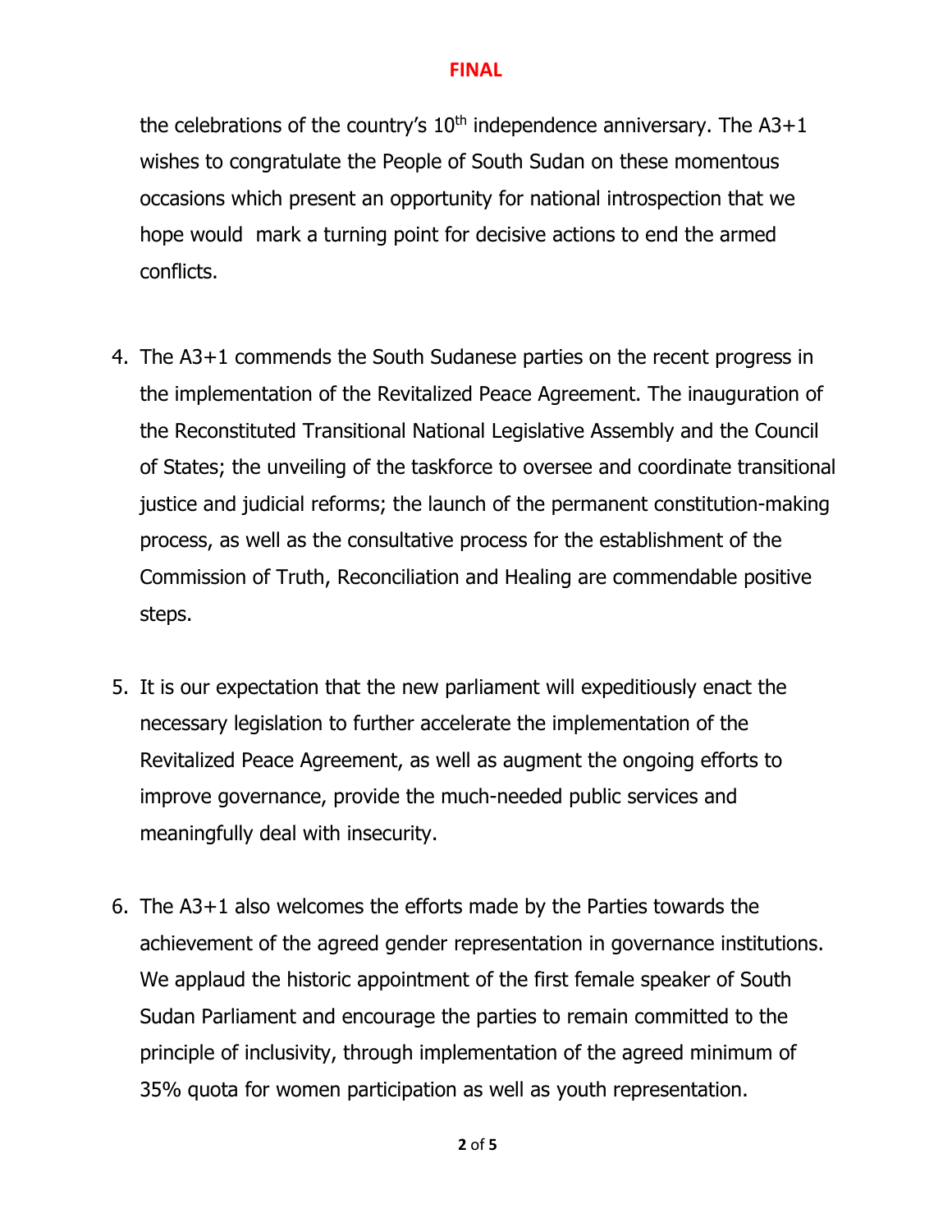the celebrations of the country's 10th independence anniversary. The A3+1 wishes to congratulate the People of South Sudan on these momentous occasions which present an opportunity for national introspection that we hope would mark a turning point for decisive actions to end the armed conflicts.

4. The A3+1 commends the South Sudanese parties on the recent progress in the implementation of the Revitalized Peace Agreement. The inauguration of the Reconstituted Transitional National Legislative Assembly and the Council of States; the unveiling of the taskforce to oversee and coordinate transitional justice and judicial reforms; the launch of the permanent constitution-making process, as well as the consultative process for the establishment of the Commission of Truth, Reconciliation and Healing are commendable positive steps.

5. It is our expectation that the new parliament will expeditiously enact the necessary legislation to further accelerate the implementation of the Revitalized Peace Agreement, as well as augment the ongoing efforts to improve governance, provide the much-needed public services and meaningfully deal with insecurity.

6. The A3+1 also welcomes the efforts made by the Parties towards the achievement of the agreed gender representation in governance institutions. We applaud the historic appointment of the first female speaker of South Sudan Parliament and encourage the parties to remain committed to the principle of inclusivity, through implementation of the agreed minimum of 35% quota for women participation as well as youth representation.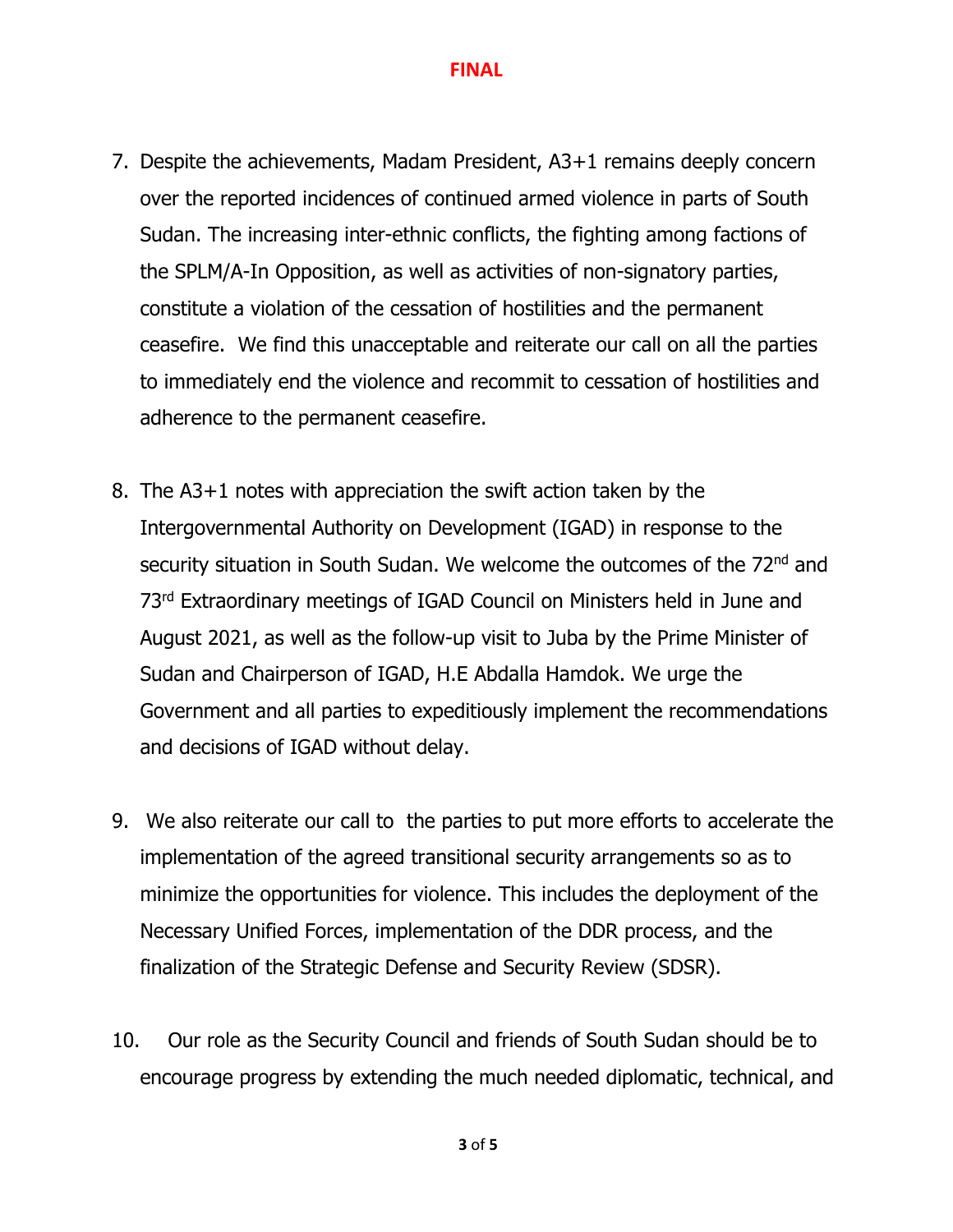**FINAL**

7. Despite the achievements, Madam President, A3+1 remains deeply concern over the reported incidences of continued armed violence in parts of South Sudan. The increasing inter-ethnic conflicts, the fighting among factions of the SPLM/A-In Opposition, as well as activities of non-signatory parties, constitute a violation of the cessation of hostilities and the permanent ceasefire. We find this unacceptable and reiterate our call on all the parties to immediately end the violence and recommit to cessation of hostilities and adherence to the permanent ceasefire.

8. The A3+1 notes with appreciation the swift action taken by the Intergovernmental Authority on Development (IGAD) in response to the security situation in South Sudan. We welcome the outcomes of the 72nd and 73rd Extraordinary meetings of IGAD Council on Ministers held in June and August 2021, as well as the follow-up visit to Juba by the Prime Minister of Sudan and Chairperson of IGAD, H.E Abdalla Hamdok. We urge the Government and all parties to expeditiously implement the recommendations and decisions of IGAD without delay.

9. We also reiterate our call to the parties to put more efforts to accelerate the implementation of the agreed transitional security arrangements so as to minimize the opportunities for violence. This includes the deployment of the Necessary Unified Forces, implementation of the DDR process, and the finalization of the Strategic Defense and Security Review (SDSR).

10. Our role as the Security Council and friends of South Sudan should be to encourage progress by extending the much needed diplomatic, technical, and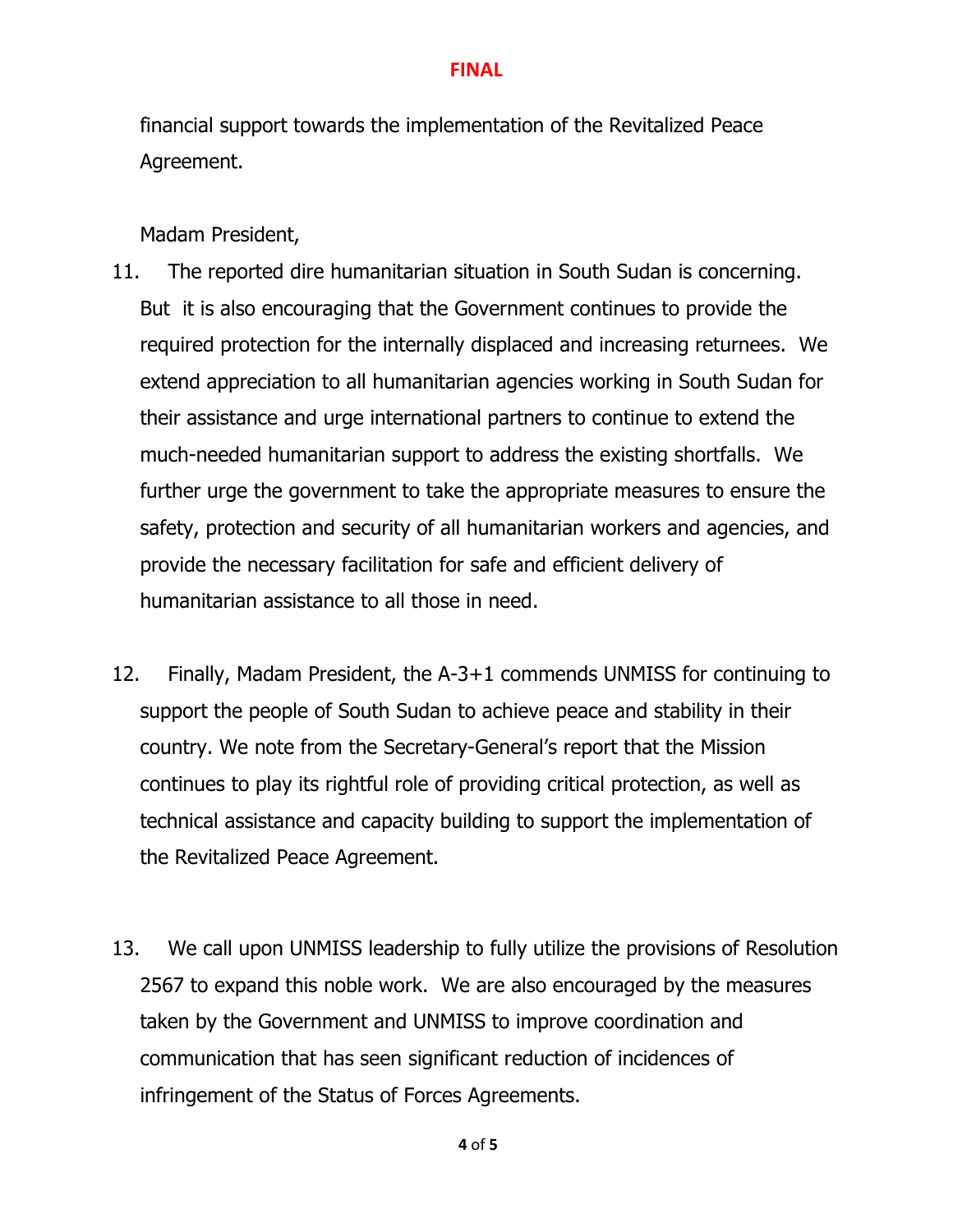financial support towards the implementation of the Revitalized Peace Agreement.

Madam President,

11. The reported dire humanitarian situation in South Sudan is concerning. But it is also encouraging that the Government continues to provide the required protection for the internally displaced and increasing returnees. We extend appreciation to all humanitarian agencies working in South Sudan for their assistance and urge international partners to continue to extend the much-needed humanitarian support to address the existing shortfalls. We further urge the government to take the appropriate measures to ensure the safety, protection and security of all humanitarian workers and agencies, and provide the necessary facilitation for safe and efficient delivery of humanitarian assistance to all those in need.

12. Finally, Madam President, the A-3+1 commends UNMISS for continuing to support the people of South Sudan to achieve peace and stability in their country. We note from the Secretary-General's report that the Mission continues to play its rightful role of providing critical protection, as well as technical assistance and capacity building to support the implementation of the Revitalized Peace Agreement.

13. We call upon UNMISS leadership to fully utilize the provisions of Resolution 2567 to expand this noble work. We are also encouraged by the measures taken by the Government and UNMISS to improve coordination and communication that has seen significant reduction of incidences of infringement of the Status of Forces Agreements.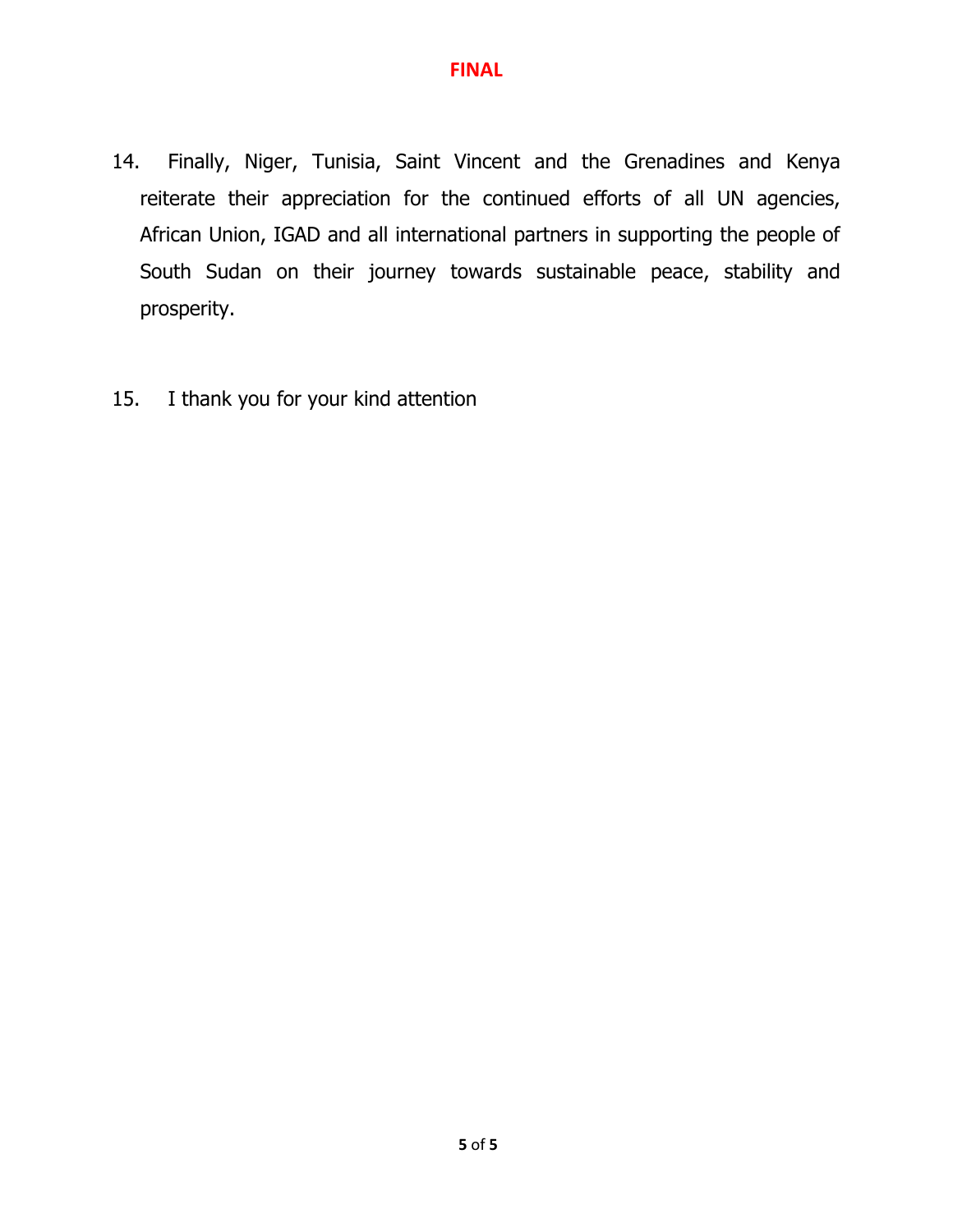14. Finally, Niger, Tunisia, Saint Vincent and the Grenadines and Kenya reiterate their appreciation for the continued efforts of all UN agencies, African Union, IGAD and all international partners in supporting the people of South Sudan on their journey towards sustainable peace, stability and prosperity.

15. I thank you for your kind attention